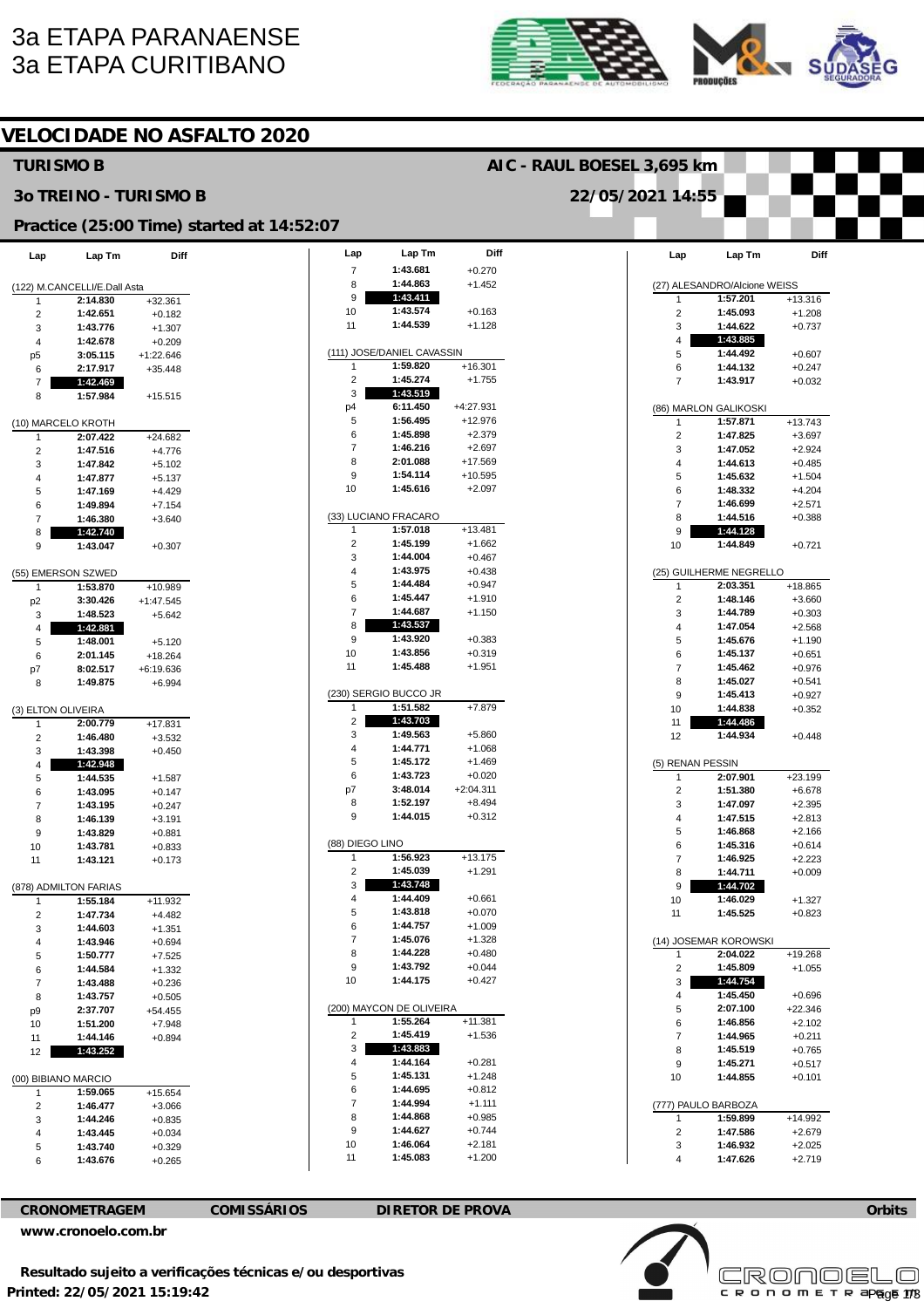# 3a ETAPA PARANAENSE
# 3a ETAPA CURITIBANO

## VELOCIDADE NO ASFALTO 2020

**TURISMO B** — **AIC - RAUL BOESEL 3,695 km**

**3o TREINO - TURISMO B** — **22/05/2021 14:55**

**Practice (25:00 Time) started at 14:52:07**

### (122) M.CANCELLI/E.Dall Asta

| Lap | Lap Tm | Diff |
|---|---|---|
| 1 | 2:14.830 | +32.361 |
| 2 | 1:42.651 | +0.182 |
| 3 | 1:43.776 | +1.307 |
| 4 | 1:42.678 | +0.209 |
| p5 | 3:05.115 | +1:22.646 |
| 6 | 2:17.917 | +35.448 |
| 7 | **1:42.469** | |
| 8 | 1:57.984 | +15.515 |

### (10) MARCELO KROTH

| Lap | Lap Tm | Diff |
|---|---|---|
| 1 | 2:07.422 | +24.682 |
| 2 | 1:47.516 | +4.776 |
| 3 | 1:47.842 | +5.102 |
| 4 | 1:47.877 | +5.137 |
| 5 | 1:47.169 | +4.429 |
| 6 | 1:49.894 | +7.154 |
| 7 | 1:46.380 | +3.640 |
| 8 | **1:42.740** | |
| 9 | 1:43.047 | +0.307 |

### (55) EMERSON SZWED

| Lap | Lap Tm | Diff |
|---|---|---|
| 1 | 1:53.870 | +10.989 |
| p2 | 3:30.426 | +1:47.545 |
| 3 | 1:48.523 | +5.642 |
| 4 | **1:42.881** | |
| 5 | 1:48.001 | +5.120 |
| 6 | 2:01.145 | +18.264 |
| p7 | 8:02.517 | +6:19.636 |
| 8 | 1:49.875 | +6.994 |

### (3) ELTON OLIVEIRA

| Lap | Lap Tm | Diff |
|---|---|---|
| 1 | 2:00.779 | +17.831 |
| 2 | 1:46.480 | +3.532 |
| 3 | 1:43.398 | +0.450 |
| 4 | **1:42.948** | |
| 5 | 1:44.535 | +1.587 |
| 6 | 1:43.095 | +0.147 |
| 7 | 1:43.195 | +0.247 |
| 8 | 1:46.139 | +3.191 |
| 9 | 1:43.829 | +0.881 |
| 10 | 1:43.781 | +0.833 |
| 11 | 1:43.121 | +0.173 |

### (878) ADMILTON FARIAS

| Lap | Lap Tm | Diff |
|---|---|---|
| 1 | 1:55.184 | +11.932 |
| 2 | 1:47.734 | +4.482 |
| 3 | 1:44.603 | +1.351 |
| 4 | 1:43.946 | +0.694 |
| 5 | 1:50.777 | +7.525 |
| 6 | 1:44.584 | +1.332 |
| 7 | 1:43.488 | +0.236 |
| 8 | 1:43.757 | +0.505 |
| p9 | 2:37.707 | +54.455 |
| 10 | 1:51.200 | +7.948 |
| 11 | 1:44.146 | +0.894 |
| 12 | **1:43.252** | |

### (00) BIBIANO MARCIO

| Lap | Lap Tm | Diff |
|---|---|---|
| 1 | 1:59.065 | +15.654 |
| 2 | 1:46.477 | +3.066 |
| 3 | 1:44.246 | +0.835 |
| 4 | 1:43.445 | +0.034 |
| 5 | 1:43.740 | +0.329 |
| 6 | 1:43.676 | +0.265 |
| 7 | 1:43.681 | +0.270 |
| 8 | 1:44.863 | +1.452 |
| 9 | **1:43.411** | |
| 10 | 1:43.574 | +0.163 |
| 11 | 1:44.539 | +1.128 |

### (111) JOSE/DANIEL CAVASSIN

| Lap | Lap Tm | Diff |
|---|---|---|
| 1 | 1:59.820 | +16.301 |
| 2 | 1:45.274 | +1.755 |
| 3 | **1:43.519** | |
| p4 | 6:11.450 | +4:27.931 |
| 5 | 1:56.495 | +12.976 |
| 6 | 1:45.898 | +2.379 |
| 7 | 1:46.216 | +2.697 |
| 8 | 2:01.088 | +17.569 |
| 9 | 1:54.114 | +10.595 |
| 10 | 1:45.616 | +2.097 |

### (33) LUCIANO FRACARO

| Lap | Lap Tm | Diff |
|---|---|---|
| 1 | 1:57.018 | +13.481 |
| 2 | 1:45.199 | +1.662 |
| 3 | 1:44.004 | +0.467 |
| 4 | 1:43.975 | +0.438 |
| 5 | 1:44.484 | +0.947 |
| 6 | 1:45.447 | +1.910 |
| 7 | 1:44.687 | +1.150 |
| 8 | **1:43.537** | |
| 9 | 1:43.920 | +0.383 |
| 10 | 1:43.856 | +0.319 |
| 11 | 1:45.488 | +1.951 |

### (230) SERGIO BUCCO JR

| Lap | Lap Tm | Diff |
|---|---|---|
| 1 | 1:51.582 | +7.879 |
| 2 | **1:43.703** | |
| 3 | 1:49.563 | +5.860 |
| 4 | 1:44.771 | +1.068 |
| 5 | 1:45.172 | +1.469 |
| 6 | 1:43.723 | +0.020 |
| p7 | 3:48.014 | +2:04.311 |
| 8 | 1:52.197 | +8.494 |
| 9 | 1:44.015 | +0.312 |

### (88) DIEGO LINO

| Lap | Lap Tm | Diff |
|---|---|---|
| 1 | 1:56.923 | +13.175 |
| 2 | 1:45.039 | +1.291 |
| 3 | **1:43.748** | |
| 4 | 1:44.409 | +0.661 |
| 5 | 1:43.818 | +0.070 |
| 6 | 1:44.757 | +1.009 |
| 7 | 1:45.076 | +1.328 |
| 8 | 1:44.228 | +0.480 |
| 9 | 1:43.792 | +0.044 |
| 10 | 1:44.175 | +0.427 |

### (200) MAYCON DE OLIVEIRA

| Lap | Lap Tm | Diff |
|---|---|---|
| 1 | 1:55.264 | +11.381 |
| 2 | 1:45.419 | +1.536 |
| 3 | **1:43.883** | |
| 4 | 1:44.164 | +0.281 |
| 5 | 1:45.131 | +1.248 |
| 6 | 1:44.695 | +0.812 |
| 7 | 1:44.994 | +1.111 |
| 8 | 1:44.868 | +0.985 |
| 9 | 1:44.627 | +0.744 |
| 10 | 1:46.064 | +2.181 |
| 11 | 1:45.083 | +1.200 |

### (27) ALESANDRO/Alcione WEISS

| Lap | Lap Tm | Diff |
|---|---|---|
| 1 | 1:57.201 | +13.316 |
| 2 | 1:45.093 | +1.208 |
| 3 | 1:44.622 | +0.737 |
| 4 | **1:43.885** | |
| 5 | 1:44.492 | +0.607 |
| 6 | 1:44.132 | +0.247 |
| 7 | 1:43.917 | +0.032 |

### (86) MARLON GALIKOSKI

| Lap | Lap Tm | Diff |
|---|---|---|
| 1 | 1:57.871 | +13.743 |
| 2 | 1:47.825 | +3.697 |
| 3 | 1:47.052 | +2.924 |
| 4 | 1:44.613 | +0.485 |
| 5 | 1:45.632 | +1.504 |
| 6 | 1:48.332 | +4.204 |
| 7 | 1:46.699 | +2.571 |
| 8 | 1:44.516 | +0.388 |
| 9 | **1:44.128** | |
| 10 | 1:44.849 | +0.721 |

### (25) GUILHERME NEGRELLO

| Lap | Lap Tm | Diff |
|---|---|---|
| 1 | 2:03.351 | +18.865 |
| 2 | 1:48.146 | +3.660 |
| 3 | 1:44.789 | +0.303 |
| 4 | 1:47.054 | +2.568 |
| 5 | 1:45.676 | +1.190 |
| 6 | 1:45.137 | +0.651 |
| 7 | 1:45.462 | +0.976 |
| 8 | 1:45.027 | +0.541 |
| 9 | 1:45.413 | +0.927 |
| 10 | 1:44.838 | +0.352 |
| 11 | **1:44.486** | |
| 12 | 1:44.934 | +0.448 |

### (5) RENAN PESSIN

| Lap | Lap Tm | Diff |
|---|---|---|
| 1 | 2:07.901 | +23.199 |
| 2 | 1:51.380 | +6.678 |
| 3 | 1:47.097 | +2.395 |
| 4 | 1:47.515 | +2.813 |
| 5 | 1:46.868 | +2.166 |
| 6 | 1:45.316 | +0.614 |
| 7 | 1:46.925 | +2.223 |
| 8 | 1:44.711 | +0.009 |
| 9 | **1:44.702** | |
| 10 | 1:46.029 | +1.327 |
| 11 | 1:45.525 | +0.823 |

### (14) JOSEMAR KOROWSKI

| Lap | Lap Tm | Diff |
|---|---|---|
| 1 | 2:04.022 | +19.268 |
| 2 | 1:45.809 | +1.055 |
| 3 | **1:44.754** | |
| 4 | 1:45.450 | +0.696 |
| 5 | 2:07.100 | +22.346 |
| 6 | 1:46.856 | +2.102 |
| 7 | 1:44.965 | +0.211 |
| 8 | 1:45.519 | +0.765 |
| 9 | 1:45.271 | +0.517 |
| 10 | 1:44.855 | +0.101 |

### (777) PAULO BARBOZA

| Lap | Lap Tm | Diff |
|---|---|---|
| 1 | 1:59.899 | +14.992 |
| 2 | 1:47.586 | +2.679 |
| 3 | 1:46.932 | +2.025 |
| 4 | 1:47.626 | +2.719 |

**CRONOMETRAGEM** | **COMISSÁRIOS** | **DIRETOR DE PROVA** | **Orbits**

**www.cronoelo.com.br**

**Resultado sujeito a verificações técnicas e/ou desportivas**

**Printed: 22/05/2021 15:19:42**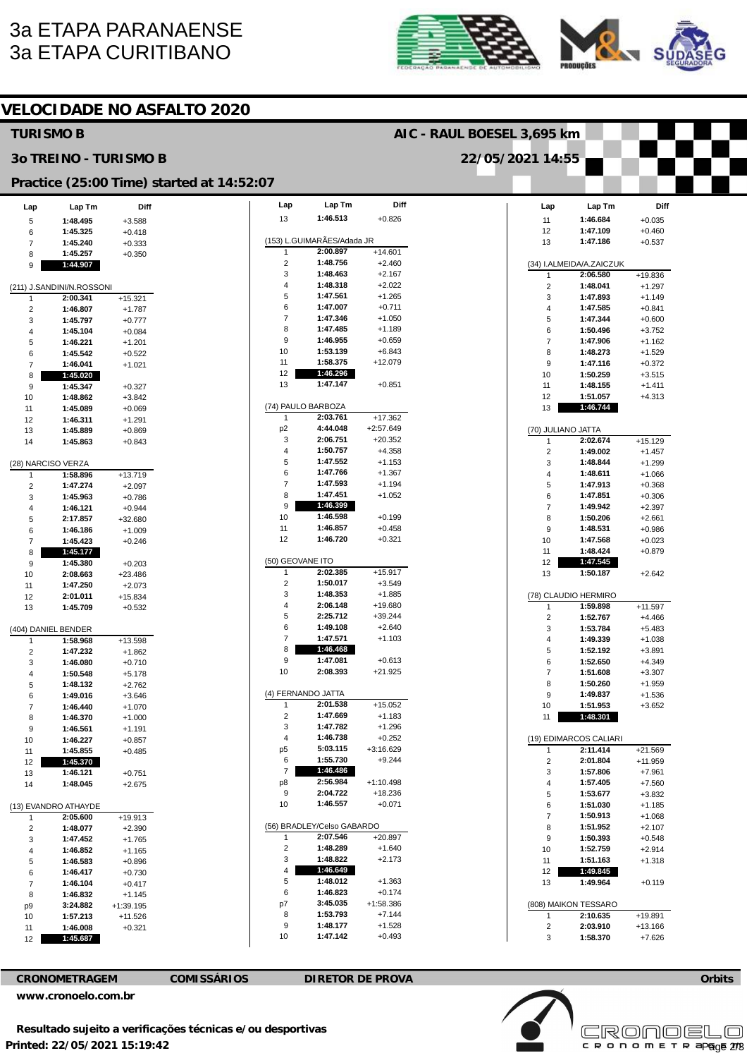3a ETAPA PARANAENSE
3a ETAPA CURITIBANO

## VELOCIDADE NO ASFALTO 2020

**TURISMO B** — **AIC - RAUL BOESEL 3,695 km**

**3o TREINO - TURISMO B** — **22/05/2021 14:55**

**Practice (25:00 Time) started at 14:52:07**

| Lap | Lap Tm | Diff |
|---|---|---|
| 5 | 1:48.495 | +3.588 |
| 6 | 1:45.325 | +0.418 |
| 7 | 1:45.240 | +0.333 |
| 8 | 1:45.257 | +0.350 |
| 9 | **1:44.907** | |

(211) J.SANDINI/N.ROSSONI

| Lap | Lap Tm | Diff |
|---|---|---|
| 1 | 2:00.341 | +15.321 |
| 2 | 1:46.807 | +1.787 |
| 3 | 1:45.797 | +0.777 |
| 4 | 1:45.104 | +0.084 |
| 5 | 1:46.221 | +1.201 |
| 6 | 1:45.542 | +0.522 |
| 7 | 1:46.041 | +1.021 |
| 8 | **1:45.020** | |
| 9 | 1:45.347 | +0.327 |
| 10 | 1:48.862 | +3.842 |
| 11 | 1:45.089 | +0.069 |
| 12 | 1:46.311 | +1.291 |
| 13 | 1:45.889 | +0.869 |
| 14 | 1:45.863 | +0.843 |

(28) NARCISO VERZA

| Lap | Lap Tm | Diff |
|---|---|---|
| 1 | 1:58.896 | +13.719 |
| 2 | 1:47.274 | +2.097 |
| 3 | 1:45.963 | +0.786 |
| 4 | 1:46.121 | +0.944 |
| 5 | 2:17.857 | +32.680 |
| 6 | 1:46.186 | +1.009 |
| 7 | 1:45.423 | +0.246 |
| 8 | **1:45.177** | |
| 9 | 1:45.380 | +0.203 |
| 10 | 2:08.663 | +23.486 |
| 11 | 1:47.250 | +2.073 |
| 12 | 2:01.011 | +15.834 |
| 13 | 1:45.709 | +0.532 |

(404) DANIEL BENDER

| Lap | Lap Tm | Diff |
|---|---|---|
| 1 | 1:58.968 | +13.598 |
| 2 | 1:47.232 | +1.862 |
| 3 | 1:46.080 | +0.710 |
| 4 | 1:50.548 | +5.178 |
| 5 | 1:48.132 | +2.762 |
| 6 | 1:49.016 | +3.646 |
| 7 | 1:46.440 | +1.070 |
| 8 | 1:46.370 | +1.000 |
| 9 | 1:46.561 | +1.191 |
| 10 | 1:46.227 | +0.857 |
| 11 | 1:45.855 | +0.485 |
| 12 | **1:45.370** | |
| 13 | 1:46.121 | +0.751 |
| 14 | 1:48.045 | +2.675 |

(13) EVANDRO ATHAYDE

| Lap | Lap Tm | Diff |
|---|---|---|
| 1 | 2:05.600 | +19.913 |
| 2 | 1:48.077 | +2.390 |
| 3 | 1:47.452 | +1.765 |
| 4 | 1:46.852 | +1.165 |
| 5 | 1:46.583 | +0.896 |
| 6 | 1:46.417 | +0.730 |
| 7 | 1:46.104 | +0.417 |
| 8 | 1:46.832 | +1.145 |
| p9 | 3:24.882 | +1:39.195 |
| 10 | 1:57.213 | +11.526 |
| 11 | 1:46.008 | +0.321 |
| 12 | **1:45.687** | |
| 13 | 1:46.513 | +0.826 |

(153) L.GUIMARÃES/Adada JR

| Lap | Lap Tm | Diff |
|---|---|---|
| 1 | 2:00.897 | +14.601 |
| 2 | 1:48.756 | +2.460 |
| 3 | 1:48.463 | +2.167 |
| 4 | 1:48.318 | +2.022 |
| 5 | 1:47.561 | +1.265 |
| 6 | 1:47.007 | +0.711 |
| 7 | 1:47.346 | +1.050 |
| 8 | 1:47.485 | +1.189 |
| 9 | 1:46.955 | +0.659 |
| 10 | 1:53.139 | +6.843 |
| 11 | 1:58.375 | +12.079 |
| 12 | **1:46.296** | |
| 13 | 1:47.147 | +0.851 |

(74) PAULO BARBOZA

| Lap | Lap Tm | Diff |
|---|---|---|
| 1 | 2:03.761 | +17.362 |
| p2 | 4:44.048 | +2:57.649 |
| 3 | 2:06.751 | +20.352 |
| 4 | 1:50.757 | +4.358 |
| 5 | 1:47.552 | +1.153 |
| 6 | 1:47.766 | +1.367 |
| 7 | 1:47.593 | +1.194 |
| 8 | 1:47.451 | +1.052 |
| 9 | **1:46.399** | |
| 10 | 1:46.598 | +0.199 |
| 11 | 1:46.857 | +0.458 |
| 12 | 1:46.720 | +0.321 |

(50) GEOVANE ITO

| Lap | Lap Tm | Diff |
|---|---|---|
| 1 | 2:02.385 | +15.917 |
| 2 | 1:50.017 | +3.549 |
| 3 | 1:48.353 | +1.885 |
| 4 | 2:06.148 | +19.680 |
| 5 | 2:25.712 | +39.244 |
| 6 | 1:49.108 | +2.640 |
| 7 | 1:47.571 | +1.103 |
| 8 | **1:46.468** | |
| 9 | 1:47.081 | +0.613 |
| 10 | 2:08.393 | +21.925 |

(4) FERNANDO JATTA

| Lap | Lap Tm | Diff |
|---|---|---|
| 1 | 2:01.538 | +15.052 |
| 2 | 1:47.669 | +1.183 |
| 3 | 1:47.782 | +1.296 |
| 4 | 1:46.738 | +0.252 |
| p5 | 5:03.115 | +3:16.629 |
| 6 | 1:55.730 | +9.244 |
| 7 | **1:46.486** | |
| p8 | 2:56.984 | +1:10.498 |
| 9 | 2:04.722 | +18.236 |
| 10 | 1:46.557 | +0.071 |

(56) BRADLEY/Celso GABARDO

| Lap | Lap Tm | Diff |
|---|---|---|
| 1 | 2:07.546 | +20.897 |
| 2 | 1:48.289 | +1.640 |
| 3 | 1:48.822 | +2.173 |
| 4 | **1:46.649** | |
| 5 | 1:48.012 | +1.363 |
| 6 | 1:46.823 | +0.174 |
| p7 | 3:45.035 | +1:58.386 |
| 8 | 1:53.793 | +7.144 |
| 9 | 1:48.177 | +1.528 |
| 10 | 1:47.142 | +0.493 |
| 11 | 1:46.684 | +0.035 |
| 12 | 1:47.109 | +0.460 |
| 13 | 1:47.186 | +0.537 |

(34) I.ALMEIDA/A.ZAICZUK

| Lap | Lap Tm | Diff |
|---|---|---|
| 1 | 2:06.580 | +19.836 |
| 2 | 1:48.041 | +1.297 |
| 3 | 1:47.893 | +1.149 |
| 4 | 1:47.585 | +0.841 |
| 5 | 1:47.344 | +0.600 |
| 6 | 1:50.496 | +3.752 |
| 7 | 1:47.906 | +1.162 |
| 8 | 1:48.273 | +1.529 |
| 9 | 1:47.116 | +0.372 |
| 10 | 1:50.259 | +3.515 |
| 11 | 1:48.155 | +1.411 |
| 12 | 1:51.057 | +4.313 |
| 13 | **1:46.744** | |

(70) JULIANO JATTA

| Lap | Lap Tm | Diff |
|---|---|---|
| 1 | 2:02.674 | +15.129 |
| 2 | 1:49.002 | +1.457 |
| 3 | 1:48.844 | +1.299 |
| 4 | 1:48.611 | +1.066 |
| 5 | 1:47.913 | +0.368 |
| 6 | 1:47.851 | +0.306 |
| 7 | 1:49.942 | +2.397 |
| 8 | 1:50.206 | +2.661 |
| 9 | 1:48.531 | +0.986 |
| 10 | 1:47.568 | +0.023 |
| 11 | 1:48.424 | +0.879 |
| 12 | **1:47.545** | |
| 13 | 1:50.187 | +2.642 |

(78) CLAUDIO HERMIRO

| Lap | Lap Tm | Diff |
|---|---|---|
| 1 | 1:59.898 | +11.597 |
| 2 | 1:52.767 | +4.466 |
| 3 | 1:53.784 | +5.483 |
| 4 | 1:49.339 | +1.038 |
| 5 | 1:52.192 | +3.891 |
| 6 | 1:52.650 | +4.349 |
| 7 | 1:51.608 | +3.307 |
| 8 | 1:50.260 | +1.959 |
| 9 | 1:49.837 | +1.536 |
| 10 | 1:51.953 | +3.652 |
| 11 | **1:48.301** | |

(19) EDIMARCOS CALIARI

| Lap | Lap Tm | Diff |
|---|---|---|
| 1 | 2:11.414 | +21.569 |
| 2 | 2:01.804 | +11.959 |
| 3 | 1:57.806 | +7.961 |
| 4 | 1:57.405 | +7.560 |
| 5 | 1:53.677 | +3.832 |
| 6 | 1:51.030 | +1.185 |
| 7 | 1:50.913 | +1.068 |
| 8 | 1:51.952 | +2.107 |
| 9 | 1:50.393 | +0.548 |
| 10 | 1:52.759 | +2.914 |
| 11 | 1:51.163 | +1.318 |
| 12 | **1:49.845** | |
| 13 | 1:49.964 | +0.119 |

(808) MAIKON TESSARO

| Lap | Lap Tm | Diff |
|---|---|---|
| 1 | 2:10.635 | +19.891 |
| 2 | 2:03.910 | +13.166 |
| 3 | 1:58.370 | +7.626 |

**CRONOMETRAGEM** | **COMISSÁRIOS** | **DIRETOR DE PROVA** | **Orbits**

**www.cronoelo.com.br**

**Resultado sujeito a verificações técnicas e/ou desportivas**

**Printed: 22/05/2021 15:19:42**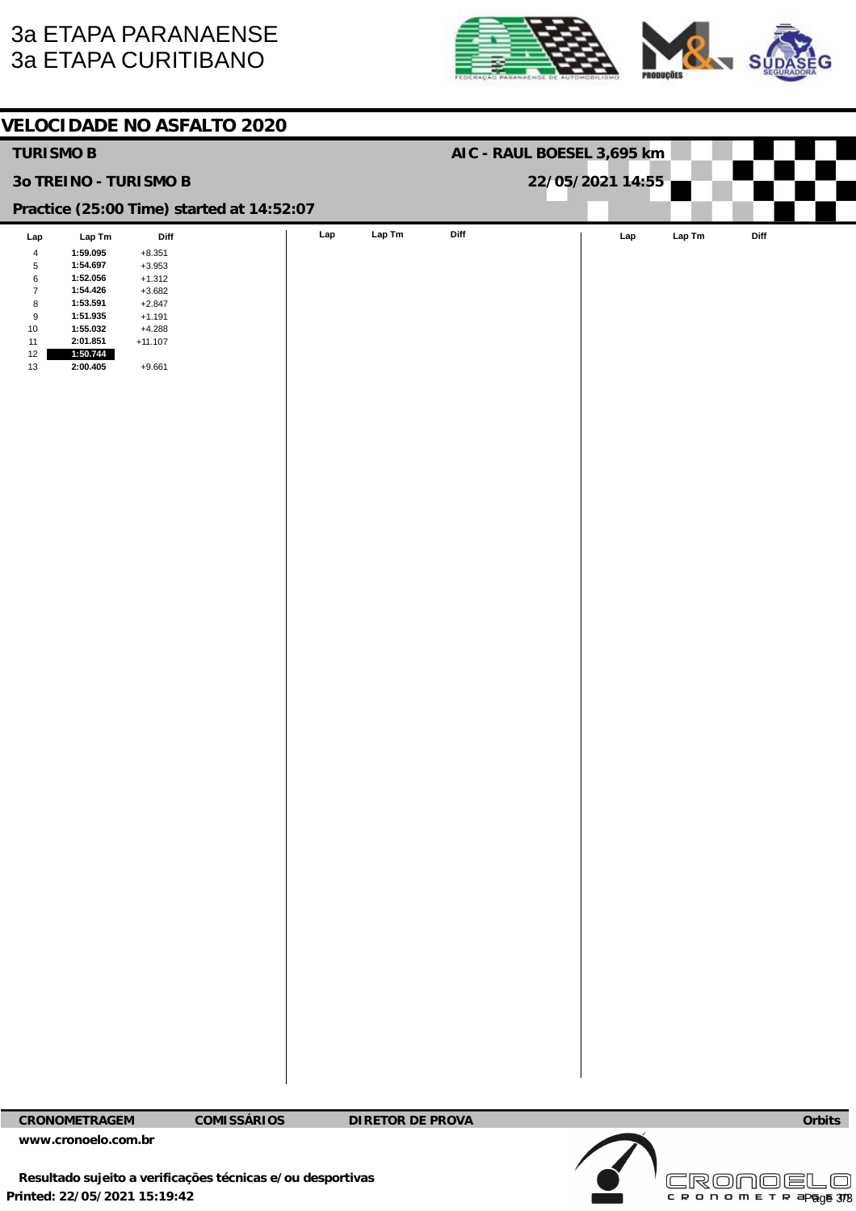3a ETAPA PARANAENSE
3a ETAPA CURITIBANO

## VELOCIDADE NO ASFALTO 2020

**TURISMO B** — **AIC - RAUL BOESEL 3,695 km**

**3o TREINO - TURISMO B** — **22/05/2021 14:55**

**Practice (25:00 Time) started at 14:52:07**

| Lap | Lap Tm | Diff |
|---|---|---|
| 4 | 1:59.095 | +8.351 |
| 5 | 1:54.697 | +3.953 |
| 6 | 1:52.056 | +1.312 |
| 7 | 1:54.426 | +3.682 |
| 8 | 1:53.591 | +2.847 |
| 9 | 1:51.935 | +1.191 |
| 10 | 1:55.032 | +4.288 |
| 11 | 2:01.851 | +11.107 |
| 12 | **1:50.744** | |
| 13 | 2:00.405 | +9.661 |

**CRONOMETRAGEM** **COMISSÁRIOS** **DIRETOR DE PROVA** **Orbits**

www.cronoelo.com.br

**Resultado sujeito a verificações técnicas e/ou desportivas**

**Printed: 22/05/2021 15:19:42**